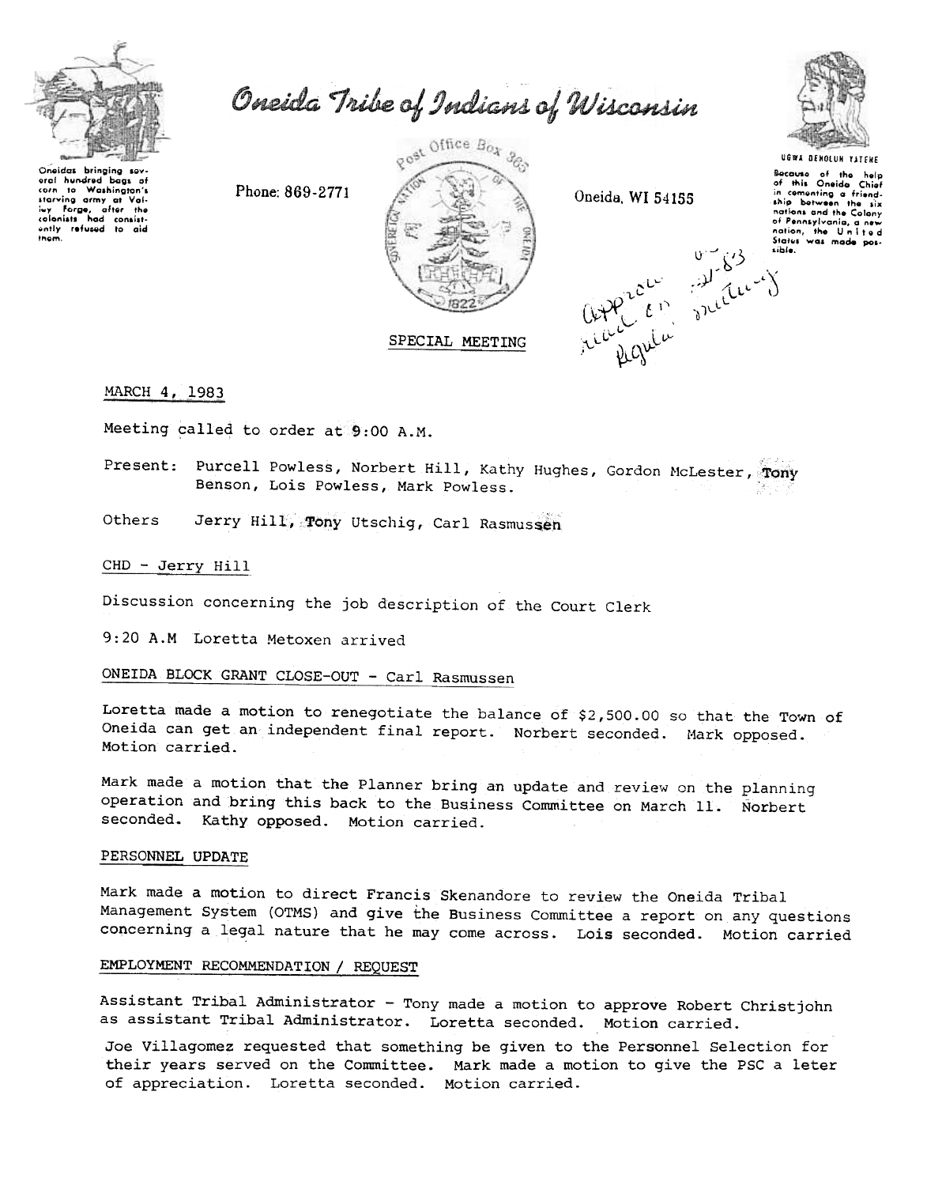# Oneida Tribe of Indians of Wisconsin

Oneidas bringing several hundred bags of corn to Washington's starving army at Valley Forge, after the colonists had consistently refused to aid them.

Phone: 869-2771

Post Office Box 365 — Sovereign Nation of the Oneida — 1822

Oneida, WI 54155

UGWA DEHOLUN YATEHE

Because of the help of this Oneida Chief in cementing a friendship between the six nations and the Colony of Pennsylvania, a new nation, the United States was made possible.

Approved 3-21-83 read on Regular meeting

SPECIAL MEETING

MARCH 4, 1983

Meeting called to order at 9:00 A.M.

Present: Purcell Powless, Norbert Hill, Kathy Hughes, Gordon McLester, Tony Benson, Lois Powless, Mark Powless.

Others Jerry Hill, Tony Utschig, Carl Rasmussen

CHD - Jerry Hill

Discussion concerning the job description of the Court Clerk

9:20 A.M Loretta Metoxen arrived

ONEIDA BLOCK GRANT CLOSE-OUT - Carl Rasmussen

Loretta made a motion to renegotiate the balance of $2,500.00 so that the Town of Oneida can get an independent final report. Norbert seconded. Mark opposed. Motion carried.

Mark made a motion that the Planner bring an update and review on the planning operation and bring this back to the Business Committee on March 11. Norbert seconded. Kathy opposed. Motion carried.

PERSONNEL UPDATE

Mark made a motion to direct Francis Skenandore to review the Oneida Tribal Management System (OTMS) and give the Business Committee a report on any questions concerning a legal nature that he may come across. Lois seconded. Motion carried

EMPLOYMENT RECOMMENDATION / REQUEST

Assistant Tribal Administrator - Tony made a motion to approve Robert Christjohn as assistant Tribal Administrator. Loretta seconded. Motion carried.

Joe Villagomez requested that something be given to the Personnel Selection for their years served on the Committee. Mark made a motion to give the PSC a leter of appreciation. Loretta seconded. Motion carried.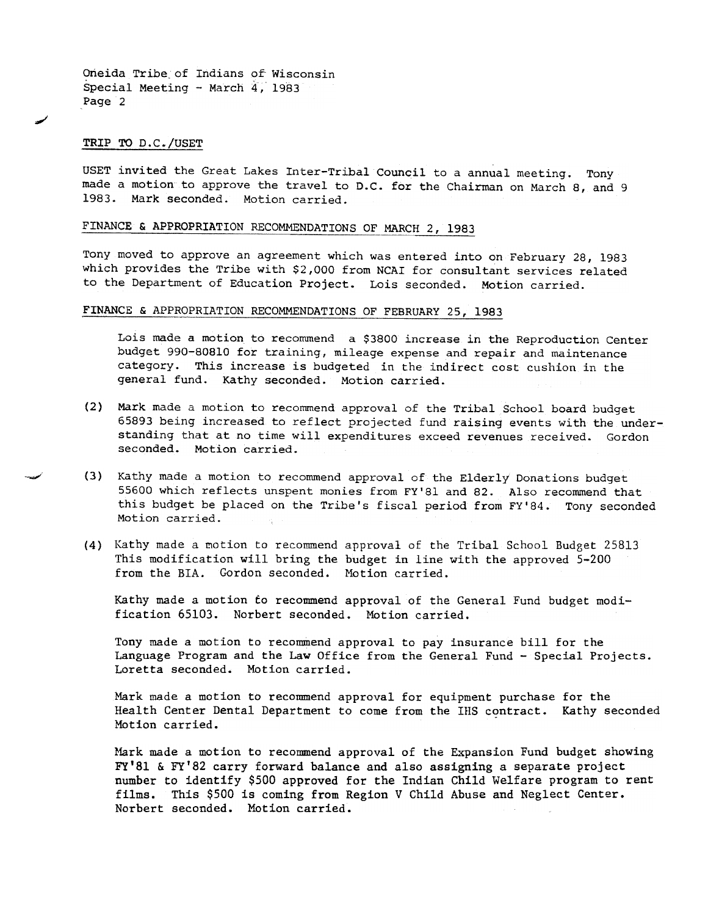## TRIP TO D.C./USET

USET invited the Great Lakes Inter-Tribal Council to a annual meeting. Tony made a motion to approve the travel to D.C. for the Chairman on March 8, and 9 1983. Mark seconded. Motion carried.

## FINANCE & APPROPRIATION RECOMMENDATIONS OF MARCH 2, 1983

Tony moved to approve an agreement which was entered into on February 28, 1983 which provides the Tribe with $2,000 from NCAI for consultant services related to the Department of Education Project. Lois seconded. Motion carried.

## FINANCE & APPROPRIATION RECOMMENDATIONS OF FEBRUARY 25, 1983

Lois made a motion to recommend a $3800 increase in the Reproduction Center budget 990-80810 for training, mileage expense and repair and maintenance category. This increase is budgeted in the indirect cost cushion in the general fund. Kathy seconded. Motion carried.

(2) Mark made a motion to recommend approval of the Tribal School board budget 65893 being increased to reflect projected fund raising events with the understanding that at no time will expenditures exceed revenues received. Gordon seconded. Motion carried.

(3) Kathy made a motion to recommend approval of the Elderly Donations budget 55600 which reflects unspent monies from FY'81 and 82. Also recommend that this budget be placed on the Tribe's fiscal period from FY'84. Tony seconded Motion carried.

(4) Kathy made a motion to recommend approval of the Tribal School Budget 25813 This modification will bring the budget in line with the approved 5-200 from the BIA. Gordon seconded. Motion carried.

Kathy made a motion to recommend approval of the General Fund budget modification 65103. Norbert seconded. Motion carried.

Tony made a motion to recommend approval to pay insurance bill for the Language Program and the Law Office from the General Fund - Special Projects. Loretta seconded. Motion carried.

Mark made a motion to recommend approval for equipment purchase for the Health Center Dental Department to come from the IHS contract. Kathy seconded Motion carried.

Mark made a motion to recommend approval of the Expansion Fund budget showing FY'81 & FY'82 carry forward balance and also assigning a separate project number to identify $500 approved for the Indian Child Welfare program to rent films. This $500 is coming from Region V Child Abuse and Neglect Center. Norbert seconded. Motion carried.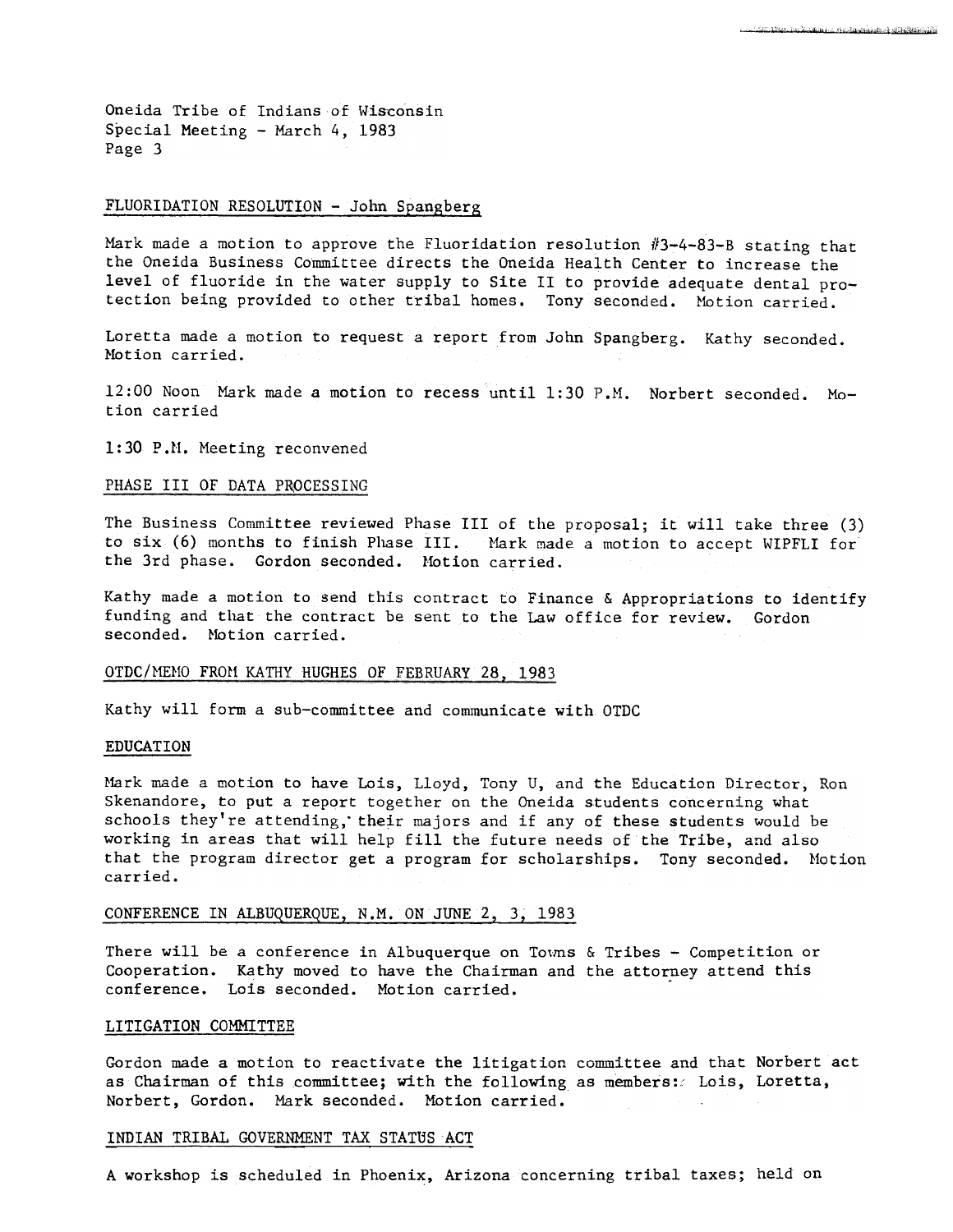Oneida Tribe of Indians of Wisconsin
Special Meeting - March 4, 1983

## FLUORIDATION RESOLUTION - John Spangberg

Mark made a motion to approve the Fluoridation resolution #3-4-83-B stating that the Oneida Business Committee directs the Oneida Health Center to increase the level of fluoride in the water supply to Site II to provide adequate dental protection being provided to other tribal homes. Tony seconded. Motion carried.

Loretta made a motion to request a report from John Spangberg. Kathy seconded. Motion carried.

12:00 Noon Mark made a motion to recess until 1:30 P.M. Norbert seconded. Motion carried

1:30 P.M. Meeting reconvened

## PHASE III OF DATA PROCESSING

The Business Committee reviewed Phase III of the proposal; it will take three (3) to six (6) months to finish Phase III. Mark made a motion to accept WIPFLI for the 3rd phase. Gordon seconded. Motion carried.

Kathy made a motion to send this contract to Finance & Appropriations to identify funding and that the contract be sent to the Law office for review. Gordon seconded. Motion carried.

## OTDC/MEMO FROM KATHY HUGHES OF FEBRUARY 28, 1983

Kathy will form a sub-committee and communicate with OTDC

## EDUCATION

Mark made a motion to have Lois, Lloyd, Tony U, and the Education Director, Ron Skenandore, to put a report together on the Oneida students concerning what schools they're attending, their majors and if any of these students would be working in areas that will help fill the future needs of the Tribe, and also that the program director get a program for scholarships. Tony seconded. Motion carried.

## CONFERENCE IN ALBUQUERQUE, N.M. ON JUNE 2, 3, 1983

There will be a conference in Albuquerque on Towns & Tribes - Competition or Cooperation. Kathy moved to have the Chairman and the attorney attend this conference. Lois seconded. Motion carried.

## LITIGATION COMMITTEE

Gordon made a motion to reactivate the litigation committee and that Norbert act as Chairman of this committee; with the following as members: Lois, Loretta, Norbert, Gordon. Mark seconded. Motion carried.

## INDIAN TRIBAL GOVERNMENT TAX STATUS ACT

A workshop is scheduled in Phoenix, Arizona concerning tribal taxes; held on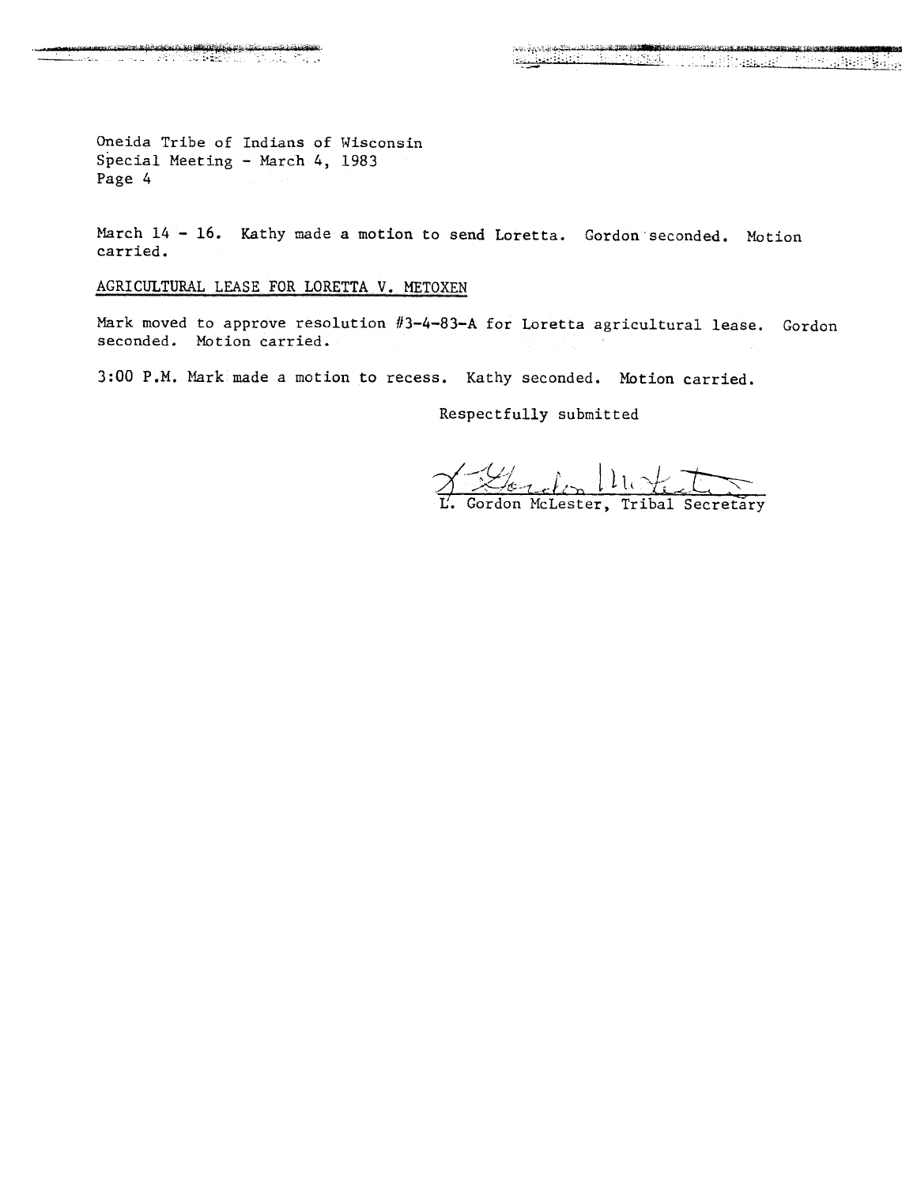Oneida Tribe of Indians of Wisconsin
Special Meeting - March 4, 1983
Page 4

March 14 - 16. Kathy made a motion to send Loretta. Gordon seconded. Motion carried.

AGRICULTURAL LEASE FOR LORETTA V. METOXEN

Mark moved to approve resolution #3-4-83-A for Loretta agricultural lease. Gordon seconded. Motion carried.

3:00 P.M. Mark made a motion to recess. Kathy seconded. Motion carried.

Respectfully submitted

L. Gordon McLester, Tribal Secretary